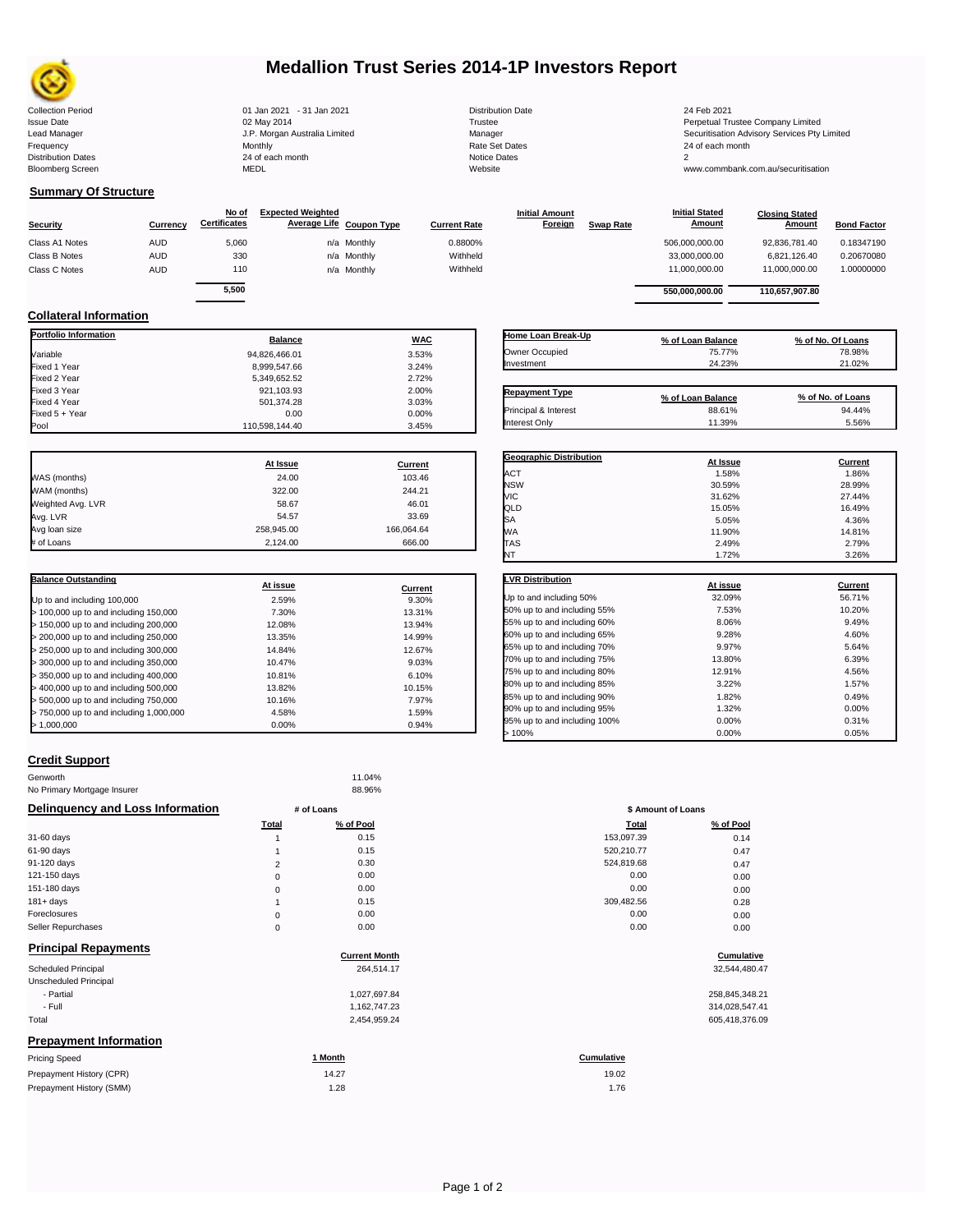# Medallion Trust Series 2014-1P Investors Report

| | | | |
|---|---|---|---|
| Collection Period | 01 Jan 2021 - 31 Jan 2021 | Distribution Date | 24 Feb 2021 |
| Issue Date | 02 May 2014 | Trustee | Perpetual Trustee Company Limited |
| Lead Manager | J.P. Morgan Australia Limited | Manager | Securitisation Advisory Services Pty Limited |
| Frequency | Monthly | Rate Set Dates | 24 of each month |
| Distribution Dates | 24 of each month | Notice Dates | 2 |
| Bloomberg Screen | MEDL | Website | www.commbank.com.au/securitisation |

## Summary Of Structure

| Security | Currency | No of Certificates | Expected Weighted Average Life | Coupon Type | Current Rate | Initial Amount Foreign | Swap Rate | Initial Stated Amount | Closing Stated Amount | Bond Factor |
|---|---|---|---|---|---|---|---|---|---|---|
| Class A1 Notes | AUD | 5,060 | n/a | Monthly | 0.8800% | | | 506,000,000.00 | 92,836,781.40 | 0.18347190 |
| Class B Notes | AUD | 330 | n/a | Monthly | Withheld | | | 33,000,000.00 | 6,821,126.40 | 0.20670080 |
| Class C Notes | AUD | 110 | n/a | Monthly | Withheld | | | 11,000,000.00 | 11,000,000.00 | 1.00000000 |
| | | 5,500 | | | | | | 550,000,000.00 | 110,657,907.80 | |

## Collateral Information

| Portfolio Information | Balance | WAC |
|---|---|---|
| Variable | 94,826,466.01 | 3.53% |
| Fixed 1 Year | 8,999,547.66 | 3.24% |
| Fixed 2 Year | 5,349,652.52 | 2.72% |
| Fixed 3 Year | 921,103.93 | 2.00% |
| Fixed 4 Year | 501,374.28 | 3.03% |
| Fixed 5 + Year | 0.00 | 0.00% |
| Pool | 110,598,144.40 | 3.45% |

| Home Loan Break-Up | % of Loan Balance | % of No. Of Loans |
|---|---|---|
| Owner Occupied | 75.77% | 78.98% |
| Investment | 24.23% | 21.02% |

| Repayment Type | % of Loan Balance | % of No. of Loans |
|---|---|---|
| Principal & Interest | 88.61% | 94.44% |
| Interest Only | 11.39% | 5.56% |

| | At Issue | Current |
|---|---|---|
| WAS (months) | 24.00 | 103.46 |
| WAM (months) | 322.00 | 244.21 |
| Weighted Avg. LVR | 58.67 | 46.01 |
| Avg. LVR | 54.57 | 33.69 |
| Avg loan size | 258,945.00 | 166,064.64 |
| # of Loans | 2,124.00 | 666.00 |

| Geographic Distribution | At Issue | Current |
|---|---|---|
| ACT | 1.58% | 1.86% |
| NSW | 30.59% | 28.99% |
| VIC | 31.62% | 27.44% |
| QLD | 15.05% | 16.49% |
| SA | 5.05% | 4.36% |
| WA | 11.90% | 14.81% |
| TAS | 2.49% | 2.79% |
| NT | 1.72% | 3.26% |

| Balance Outstanding | At issue | Current |
|---|---|---|
| Up to and including 100,000 | 2.59% | 9.30% |
| > 100,000 up to and including 150,000 | 7.30% | 13.31% |
| > 150,000 up to and including 200,000 | 12.08% | 13.94% |
| > 200,000 up to and including 250,000 | 13.35% | 14.99% |
| > 250,000 up to and including 300,000 | 14.84% | 12.67% |
| > 300,000 up to and including 350,000 | 10.47% | 9.03% |
| > 350,000 up to and including 400,000 | 10.81% | 6.10% |
| > 400,000 up to and including 500,000 | 13.82% | 10.15% |
| > 500,000 up to and including 750,000 | 10.16% | 7.97% |
| > 750,000 up to and including 1,000,000 | 4.58% | 1.59% |
| > 1,000,000 | 0.00% | 0.94% |

| LVR Distribution | At issue | Current |
|---|---|---|
| Up to and including 50% | 32.09% | 56.71% |
| 50% up to and including 55% | 7.53% | 10.20% |
| 55% up to and including 60% | 8.06% | 9.49% |
| 60% up to and including 65% | 9.28% | 4.60% |
| 65% up to and including 70% | 9.97% | 5.64% |
| 70% up to and including 75% | 13.80% | 6.39% |
| 75% up to and including 80% | 12.91% | 4.56% |
| 80% up to and including 85% | 3.22% | 1.57% |
| 85% up to and including 90% | 1.82% | 0.49% |
| 90% up to and including 95% | 1.32% | 0.00% |
| 95% up to and including 100% | 0.00% | 0.31% |
| > 100% | 0.00% | 0.05% |

## Credit Support

| | |
|---|---|
| Genworth | 11.04% |
| No Primary Mortgage Insurer | 88.96% |

## Delinquency and Loss Information

| | # of Loans Total | # of Loans % of Pool | $ Amount of Loans Total | $ Amount of Loans % of Pool |
|---|---|---|---|---|
| 31-60 days | 1 | 0.15 | 153,097.39 | 0.14 |
| 61-90 days | 1 | 0.15 | 520,210.77 | 0.47 |
| 91-120 days | 2 | 0.30 | 524,819.68 | 0.47 |
| 121-150 days | 0 | 0.00 | 0.00 | 0.00 |
| 151-180 days | 0 | 0.00 | 0.00 | 0.00 |
| 181+ days | 1 | 0.15 | 309,482.56 | 0.28 |
| Foreclosures | 0 | 0.00 | 0.00 | 0.00 |
| Seller Repurchases | 0 | 0.00 | 0.00 | 0.00 |

## Principal Repayments

| | Current Month | Cumulative |
|---|---|---|
| Scheduled Principal | 264,514.17 | 32,544,480.47 |
| Unscheduled Principal | | |
| - Partial | 1,027,697.84 | 258,845,348.21 |
| - Full | 1,162,747.23 | 314,028,547.41 |
| Total | 2,454,959.24 | 605,418,376.09 |

## Prepayment Information

| Pricing Speed | 1 Month | Cumulative |
|---|---|---|
| Prepayment History (CPR) | 14.27 | 19.02 |
| Prepayment History (SMM) | 1.28 | 1.76 |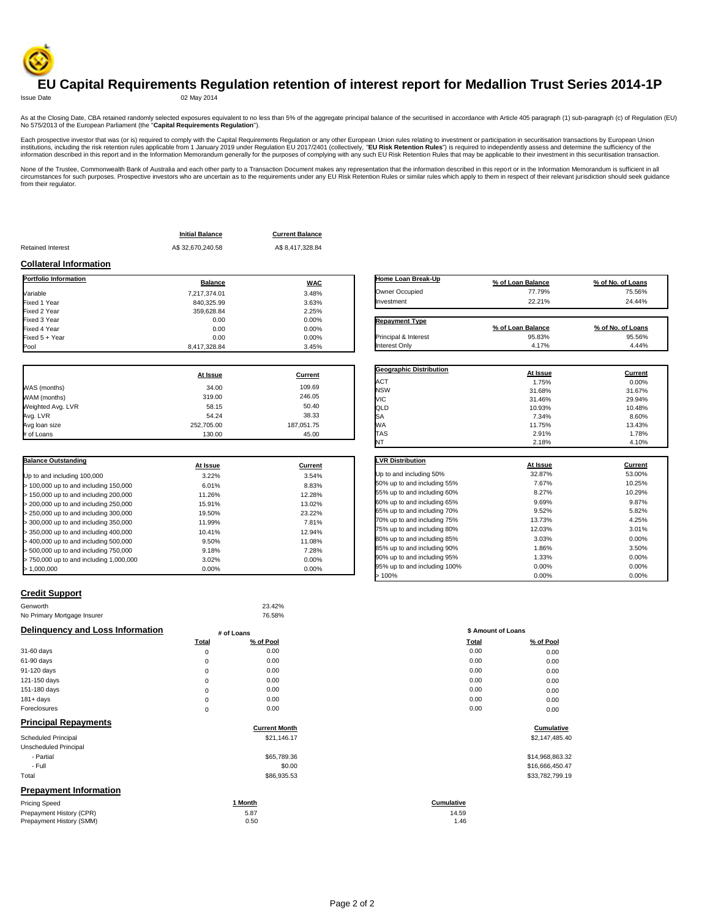# EU Capital Requirements Regulation retention of interest report for Medallion Trust Series 2014-1P

Issue Date 02 May 2014

As at the Closing Date, CBA retained randomly selected exposures equivalent to no less than 5% of the aggregate principal balance of the securitised in accordance with Article 405 paragraph (1) sub-paragraph (c) of Regulation (EU) No 575/2013 of the European Parliament (the "**Capital Requirements Regulation**").

Each prospective investor that was (or is) required to comply with the Capital Requirements Regulation or any other European Union rules relating to investment or participation in securitisation transactions by European Union institutions, including the risk retention rules applicable from 1 January 2019 under Regulation EU 2017/2401 (collectively, "**EU Risk Retention Rules**") is required to independently assess and determine the sufficiency of the information described in this report and in the Information Memorandum generally for the purposes of complying with any such EU Risk Retention Rules that may be applicable to their investment in this securitisation transaction.

None of the Trustee, Commonwealth Bank of Australia and each other party to a Transaction Document makes any representation that the information described in this report or in the Information Memorandum is sufficient in all circumstances for such purposes. Prospective investors who are uncertain as to the requirements under any EU Risk Retention Rules or similar rules which apply to them in respect of their relevant jurisdiction should seek guidance from their regulator.

| | Initial Balance | Current Balance |
|---|---|---|
| Retained Interest | A$ 32,670,240.58 | A$ 8,417,328.84 |

## Collateral Information

| Portfolio Information | Balance | WAC |
|---|---|---|
| Variable | 7,217,374.01 | 3.48% |
| Fixed 1 Year | 840,325.99 | 3.63% |
| Fixed 2 Year | 359,628.84 | 2.25% |
| Fixed 3 Year | 0.00 | 0.00% |
| Fixed 4 Year | 0.00 | 0.00% |
| Fixed 5 + Year | 0.00 | 0.00% |
| Pool | 8,417,328.84 | 3.45% |

| Home Loan Break-Up | % of Loan Balance | % of No. of Loans |
|---|---|---|
| Owner Occupied | 77.79% | 75.56% |
| Investment | 22.21% | 24.44% |

| Repayment Type | % of Loan Balance | % of No. of Loans |
|---|---|---|
| Principal & Interest | 95.83% | 95.56% |
| Interest Only | 4.17% | 4.44% |

| | At Issue | Current |
|---|---|---|
| WAS (months) | 34.00 | 109.69 |
| WAM (months) | 319.00 | 246.05 |
| Weighted Avg. LVR | 58.15 | 50.40 |
| Avg. LVR | 54.24 | 38.33 |
| Avg loan size | 252,705.00 | 187,051.75 |
| # of Loans | 130.00 | 45.00 |

| Geographic Distribution | At Issue | Current |
|---|---|---|
| ACT | 1.75% | 0.00% |
| NSW | 31.68% | 31.67% |
| VIC | 31.46% | 29.94% |
| QLD | 10.93% | 10.48% |
| SA | 7.34% | 8.60% |
| WA | 11.75% | 13.43% |
| TAS | 2.91% | 1.78% |
| NT | 2.18% | 4.10% |

| Balance Outstanding | At Issue | Current |
|---|---|---|
| Up to and including 100,000 | 3.22% | 3.54% |
| > 100,000 up to and including 150,000 | 6.01% | 8.83% |
| > 150,000 up to and including 200,000 | 11.26% | 12.28% |
| > 200,000 up to and including 250,000 | 15.91% | 13.02% |
| > 250,000 up to and including 300,000 | 19.50% | 23.22% |
| > 300,000 up to and including 350,000 | 11.99% | 7.81% |
| > 350,000 up to and including 400,000 | 10.41% | 12.94% |
| > 400,000 up to and including 500,000 | 9.50% | 11.08% |
| > 500,000 up to and including 750,000 | 9.18% | 7.28% |
| > 750,000 up to and including 1,000,000 | 3.02% | 0.00% |
| > 1,000,000 | 0.00% | 0.00% |

| LVR Distribution | At Issue | Current |
|---|---|---|
| Up to and including 50% | 32.87% | 53.00% |
| 50% up to and including 55% | 7.67% | 10.25% |
| 55% up to and including 60% | 8.27% | 10.29% |
| 60% up to and including 65% | 9.69% | 9.87% |
| 65% up to and including 70% | 9.52% | 5.82% |
| 70% up to and including 75% | 13.73% | 4.25% |
| 75% up to and including 80% | 12.03% | 3.01% |
| 80% up to and including 85% | 3.03% | 0.00% |
| 85% up to and including 90% | 1.86% | 3.50% |
| 90% up to and including 95% | 1.33% | 0.00% |
| 95% up to and including 100% | 0.00% | 0.00% |
| > 100% | 0.00% | 0.00% |

## Credit Support

| | |
|---|---|
| Genworth | 23.42% |
| No Primary Mortgage Insurer | 76.58% |

## Delinquency and Loss Information

| | # of Loans Total | # of Loans % of Pool | $ Amount of Loans Total | $ Amount of Loans % of Pool |
|---|---|---|---|---|
| 31-60 days | 0 | 0.00 | 0.00 | 0.00 |
| 61-90 days | 0 | 0.00 | 0.00 | 0.00 |
| 91-120 days | 0 | 0.00 | 0.00 | 0.00 |
| 121-150 days | 0 | 0.00 | 0.00 | 0.00 |
| 151-180 days | 0 | 0.00 | 0.00 | 0.00 |
| 181+ days | 0 | 0.00 | 0.00 | 0.00 |
| Foreclosures | 0 | 0.00 | 0.00 | 0.00 |

## Principal Repayments

| | Current Month | Cumulative |
|---|---|---|
| Scheduled Principal | $21,146.17 | $2,147,485.40 |
| Unscheduled Principal | | |
| - Partial | $65,789.36 | $14,968,863.32 |
| - Full | $0.00 | $16,666,450.47 |
| Total | $86,935.53 | $33,782,799.19 |

## Prepayment Information

| Pricing Speed | 1 Month | Cumulative |
|---|---|---|
| Prepayment History (CPR) | 5.87 | 14.59 |
| Prepayment History (SMM) | 0.50 | 1.46 |